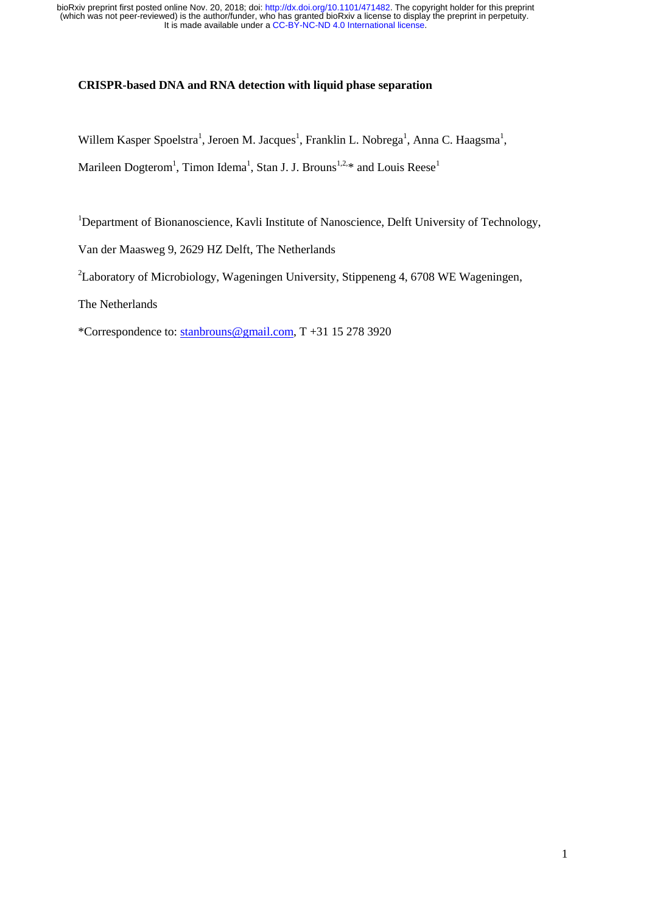# CRISPR-based DNA and RNA detection with liquid phase separation

Willem Kasper Spoelstra[1], Jeroen M. Jacques[1], Franklin L. Nobrega[1], Anna C. Haagsma[1], Marileen Dogterom[1], Timon Idema[1], Stan J. J. Brouns[1,2,*] and Louis Reese[1]

[1]Department of Bionanoscience, Kavli Institute of Nanoscience, Delft University of Technology, Van der Maasweg 9, 2629 HZ Delft, The Netherlands

[2]Laboratory of Microbiology, Wageningen University, Stippeneng 4, 6708 WE Wageningen, The Netherlands

*Correspondence to: stanbrouns@gmail.com, T +31 15 278 3920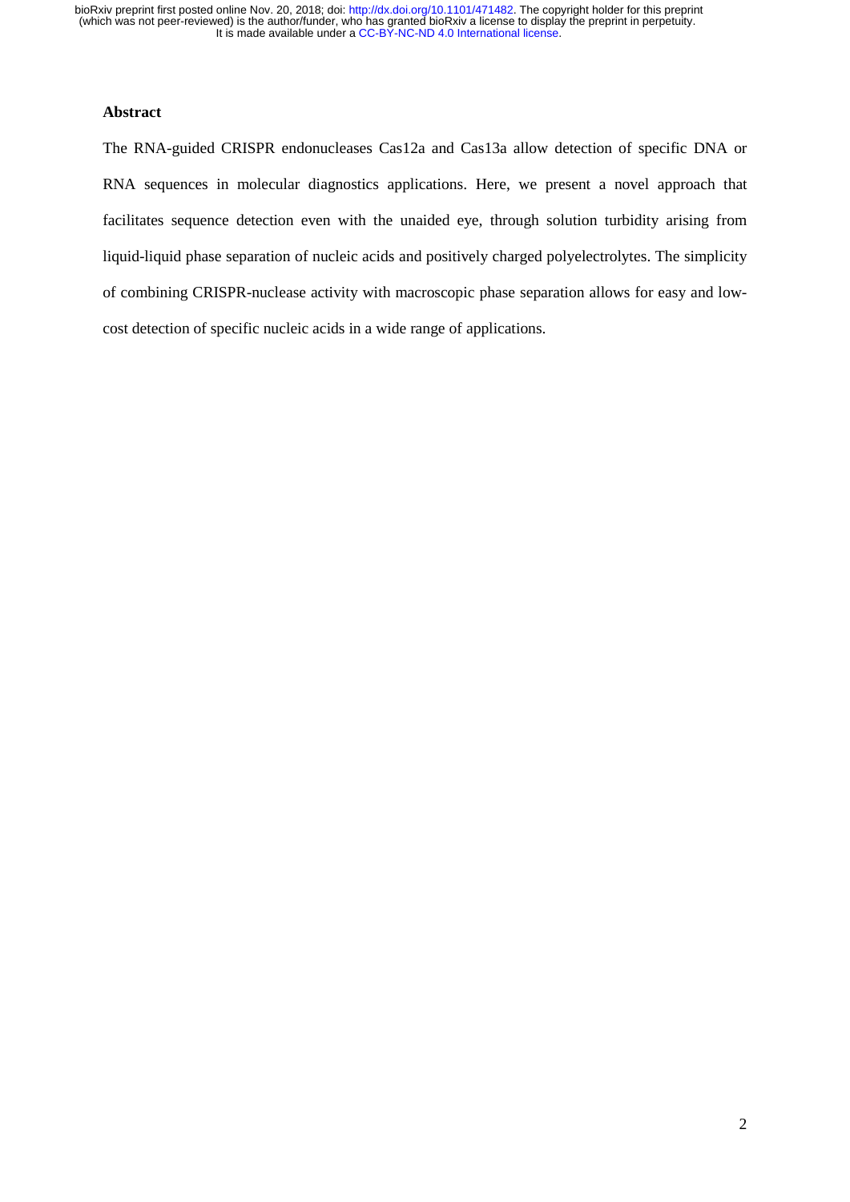## Abstract

The RNA-guided CRISPR endonucleases Cas12a and Cas13a allow detection of specific DNA or RNA sequences in molecular diagnostics applications. Here, we present a novel approach that facilitates sequence detection even with the unaided eye, through solution turbidity arising from liquid-liquid phase separation of nucleic acids and positively charged polyelectrolytes. The simplicity of combining CRISPR-nuclease activity with macroscopic phase separation allows for easy and low-cost detection of specific nucleic acids in a wide range of applications.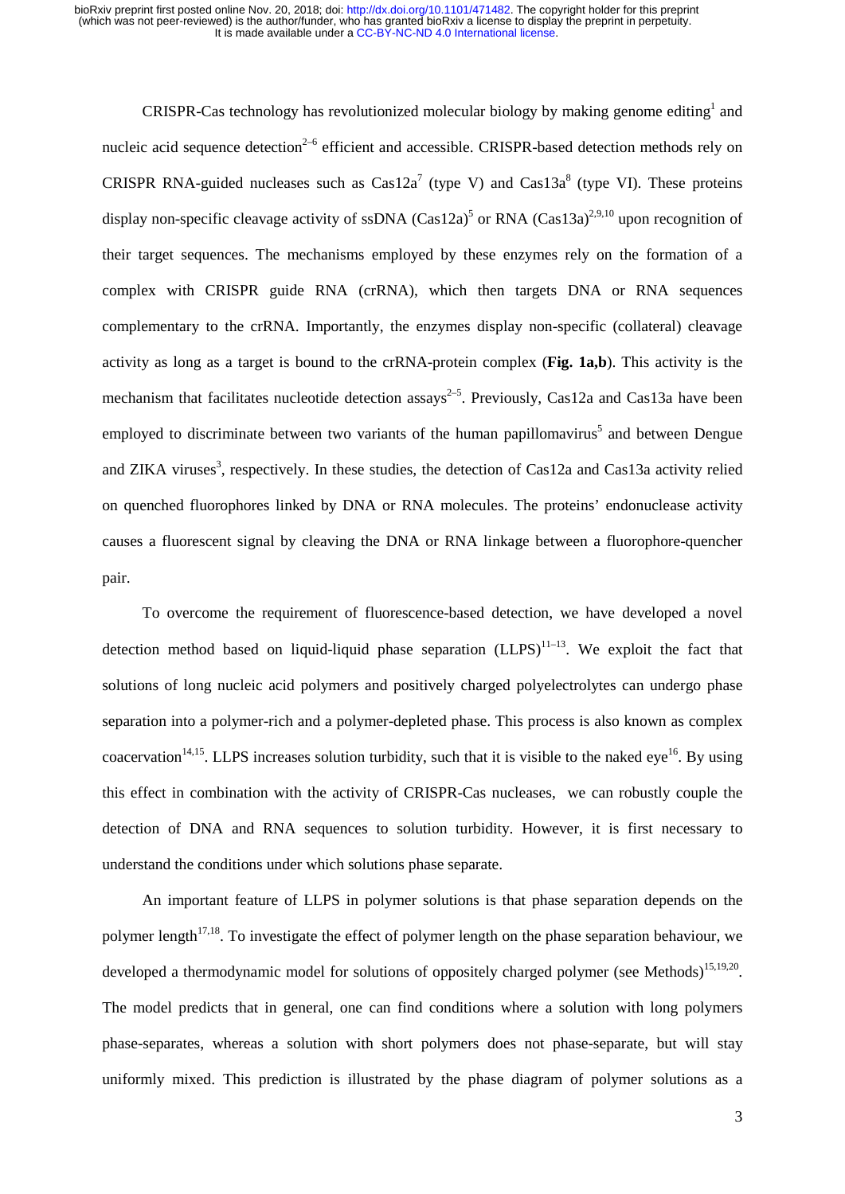CRISPR-Cas technology has revolutionized molecular biology by making genome editing[1] and nucleic acid sequence detection[2–6] efficient and accessible. CRISPR-based detection methods rely on CRISPR RNA-guided nucleases such as Cas12a[7] (type V) and Cas13a[8] (type VI). These proteins display non-specific cleavage activity of ssDNA (Cas12a)[5] or RNA (Cas13a)[2,9,10] upon recognition of their target sequences. The mechanisms employed by these enzymes rely on the formation of a complex with CRISPR guide RNA (crRNA), which then targets DNA or RNA sequences complementary to the crRNA. Importantly, the enzymes display non-specific (collateral) cleavage activity as long as a target is bound to the crRNA-protein complex (**Fig. 1a,b**). This activity is the mechanism that facilitates nucleotide detection assays[2–5]. Previously, Cas12a and Cas13a have been employed to discriminate between two variants of the human papillomavirus[5] and between Dengue and ZIKA viruses[3], respectively. In these studies, the detection of Cas12a and Cas13a activity relied on quenched fluorophores linked by DNA or RNA molecules. The proteins' endonuclease activity causes a fluorescent signal by cleaving the DNA or RNA linkage between a fluorophore-quencher pair.

To overcome the requirement of fluorescence-based detection, we have developed a novel detection method based on liquid-liquid phase separation (LLPS)[11–13]. We exploit the fact that solutions of long nucleic acid polymers and positively charged polyelectrolytes can undergo phase separation into a polymer-rich and a polymer-depleted phase. This process is also known as complex coacervation[14,15]. LLPS increases solution turbidity, such that it is visible to the naked eye[16]. By using this effect in combination with the activity of CRISPR-Cas nucleases, we can robustly couple the detection of DNA and RNA sequences to solution turbidity. However, it is first necessary to understand the conditions under which solutions phase separate.

An important feature of LLPS in polymer solutions is that phase separation depends on the polymer length[17,18]. To investigate the effect of polymer length on the phase separation behaviour, we developed a thermodynamic model for solutions of oppositely charged polymer (see Methods)[15,19,20]. The model predicts that in general, one can find conditions where a solution with long polymers phase-separates, whereas a solution with short polymers does not phase-separate, but will stay uniformly mixed. This prediction is illustrated by the phase diagram of polymer solutions as a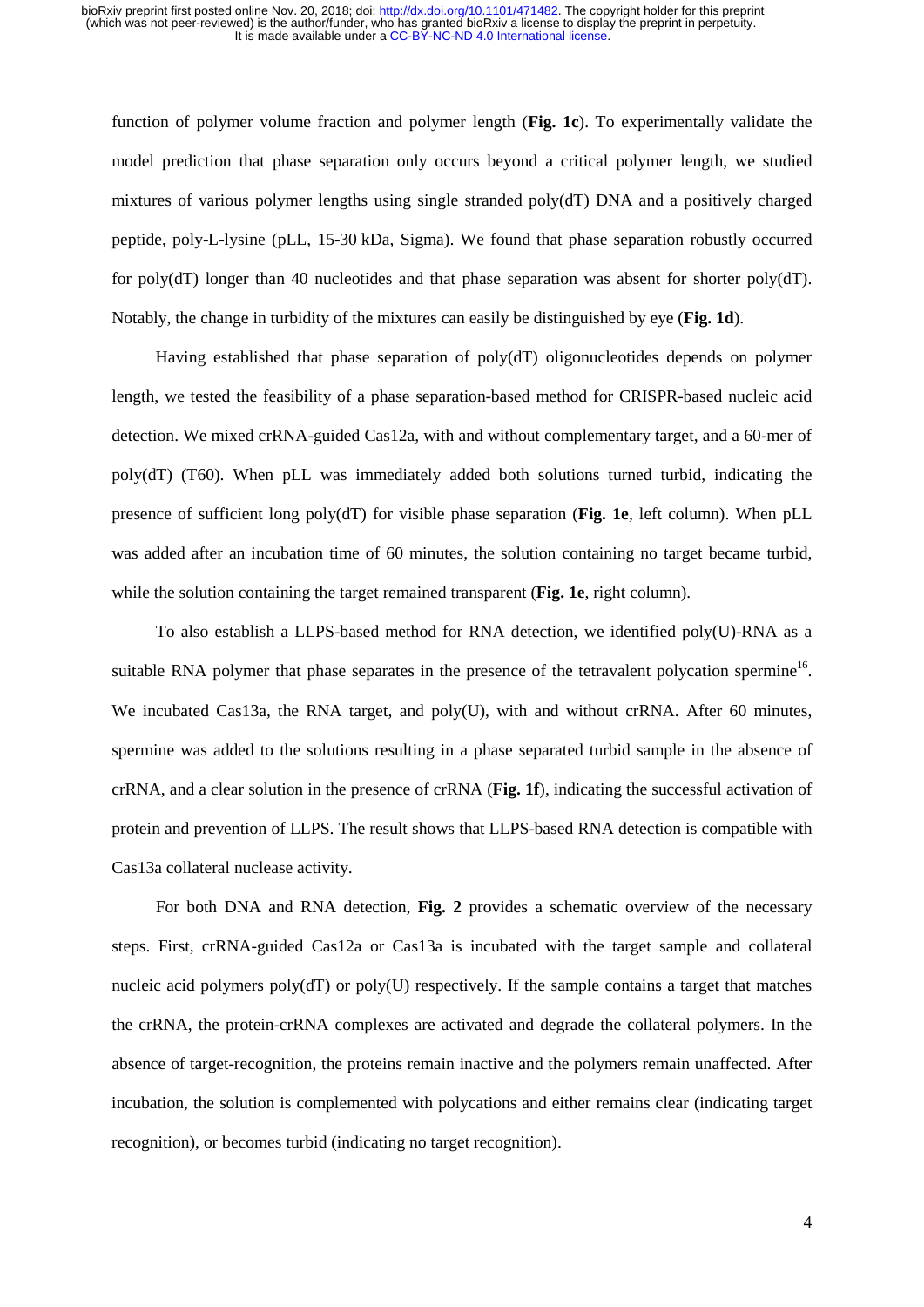function of polymer volume fraction and polymer length (**Fig. 1c**). To experimentally validate the model prediction that phase separation only occurs beyond a critical polymer length, we studied mixtures of various polymer lengths using single stranded poly(dT) DNA and a positively charged peptide, poly-L-lysine (pLL, 15-30 kDa, Sigma). We found that phase separation robustly occurred for poly(dT) longer than 40 nucleotides and that phase separation was absent for shorter poly(dT). Notably, the change in turbidity of the mixtures can easily be distinguished by eye (**Fig. 1d**).

Having established that phase separation of poly(dT) oligonucleotides depends on polymer length, we tested the feasibility of a phase separation-based method for CRISPR-based nucleic acid detection. We mixed crRNA-guided Cas12a, with and without complementary target, and a 60-mer of poly(dT) (T60). When pLL was immediately added both solutions turned turbid, indicating the presence of sufficient long poly(dT) for visible phase separation (**Fig. 1e**, left column). When pLL was added after an incubation time of 60 minutes, the solution containing no target became turbid, while the solution containing the target remained transparent (**Fig. 1e**, right column).

To also establish a LLPS-based method for RNA detection, we identified poly(U)-RNA as a suitable RNA polymer that phase separates in the presence of the tetravalent polycation spermine[16]. We incubated Cas13a, the RNA target, and poly(U), with and without crRNA. After 60 minutes, spermine was added to the solutions resulting in a phase separated turbid sample in the absence of crRNA, and a clear solution in the presence of crRNA (**Fig. 1f**), indicating the successful activation of protein and prevention of LLPS. The result shows that LLPS-based RNA detection is compatible with Cas13a collateral nuclease activity.

For both DNA and RNA detection, **Fig. 2** provides a schematic overview of the necessary steps. First, crRNA-guided Cas12a or Cas13a is incubated with the target sample and collateral nucleic acid polymers poly(dT) or poly(U) respectively. If the sample contains a target that matches the crRNA, the protein-crRNA complexes are activated and degrade the collateral polymers. In the absence of target-recognition, the proteins remain inactive and the polymers remain unaffected. After incubation, the solution is complemented with polycations and either remains clear (indicating target recognition), or becomes turbid (indicating no target recognition).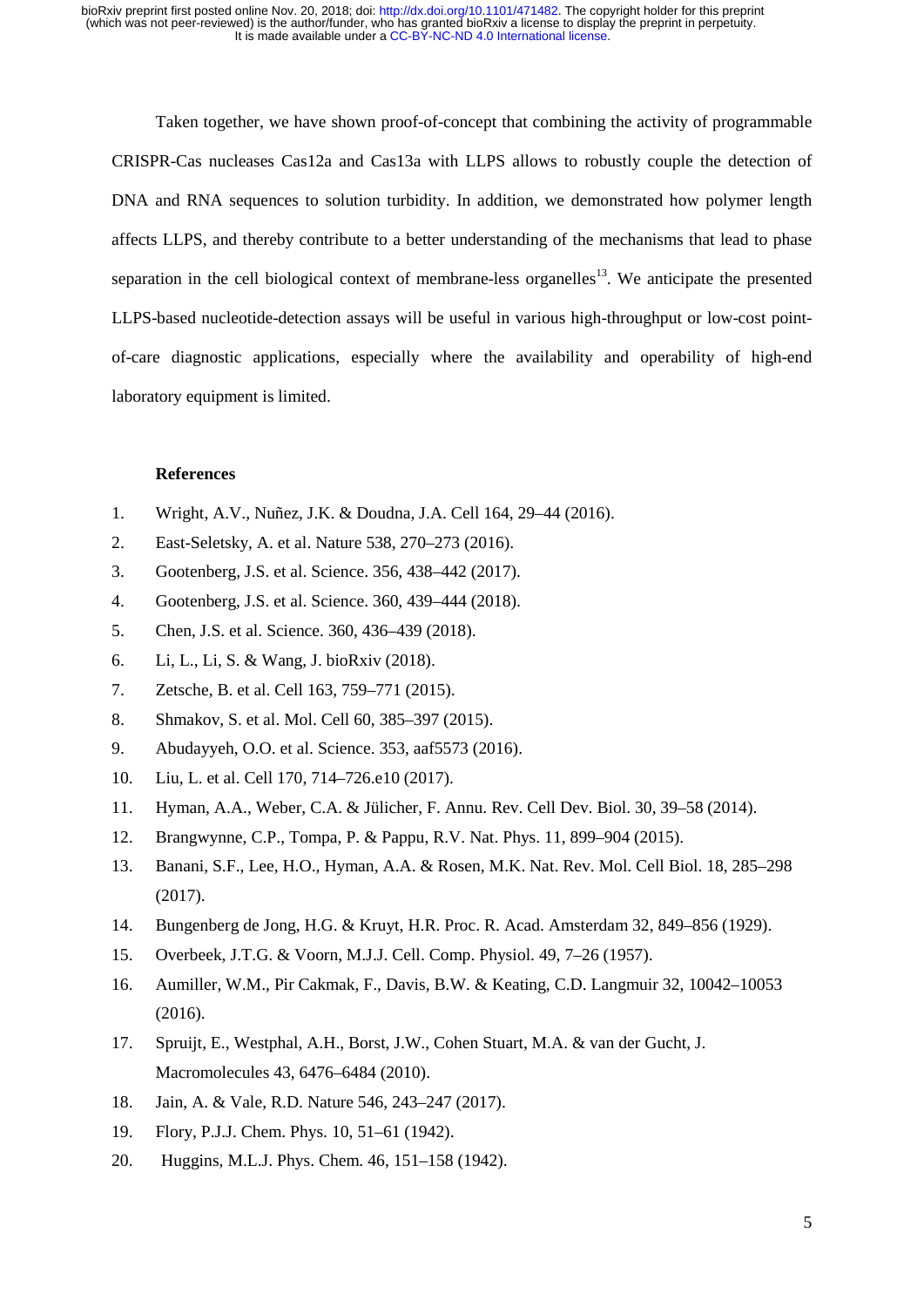Taken together, we have shown proof-of-concept that combining the activity of programmable CRISPR-Cas nucleases Cas12a and Cas13a with LLPS allows to robustly couple the detection of DNA and RNA sequences to solution turbidity. In addition, we demonstrated how polymer length affects LLPS, and thereby contribute to a better understanding of the mechanisms that lead to phase separation in the cell biological context of membrane-less organelles[13]. We anticipate the presented LLPS-based nucleotide-detection assays will be useful in various high-throughput or low-cost point-of-care diagnostic applications, especially where the availability and operability of high-end laboratory equipment is limited.

## References

1. Wright, A.V., Nuñez, J.K. & Doudna, J.A. Cell 164, 29–44 (2016).
2. East-Seletsky, A. et al. Nature 538, 270–273 (2016).
3. Gootenberg, J.S. et al. Science. 356, 438–442 (2017).
4. Gootenberg, J.S. et al. Science. 360, 439–444 (2018).
5. Chen, J.S. et al. Science. 360, 436–439 (2018).
6. Li, L., Li, S. & Wang, J. bioRxiv (2018).
7. Zetsche, B. et al. Cell 163, 759–771 (2015).
8. Shmakov, S. et al. Mol. Cell 60, 385–397 (2015).
9. Abudayyeh, O.O. et al. Science. 353, aaf5573 (2016).
10. Liu, L. et al. Cell 170, 714–726.e10 (2017).
11. Hyman, A.A., Weber, C.A. & Jülicher, F. Annu. Rev. Cell Dev. Biol. 30, 39–58 (2014).
12. Brangwynne, C.P., Tompa, P. & Pappu, R.V. Nat. Phys. 11, 899–904 (2015).
13. Banani, S.F., Lee, H.O., Hyman, A.A. & Rosen, M.K. Nat. Rev. Mol. Cell Biol. 18, 285–298 (2017).
14. Bungenberg de Jong, H.G. & Kruyt, H.R. Proc. R. Acad. Amsterdam 32, 849–856 (1929).
15. Overbeek, J.T.G. & Voorn, M.J.J. Cell. Comp. Physiol. 49, 7–26 (1957).
16. Aumiller, W.M., Pir Cakmak, F., Davis, B.W. & Keating, C.D. Langmuir 32, 10042–10053 (2016).
17. Spruijt, E., Westphal, A.H., Borst, J.W., Cohen Stuart, M.A. & van der Gucht, J. Macromolecules 43, 6476–6484 (2010).
18. Jain, A. & Vale, R.D. Nature 546, 243–247 (2017).
19. Flory, P.J.J. Chem. Phys. 10, 51–61 (1942).
20. Huggins, M.L.J. Phys. Chem. 46, 151–158 (1942).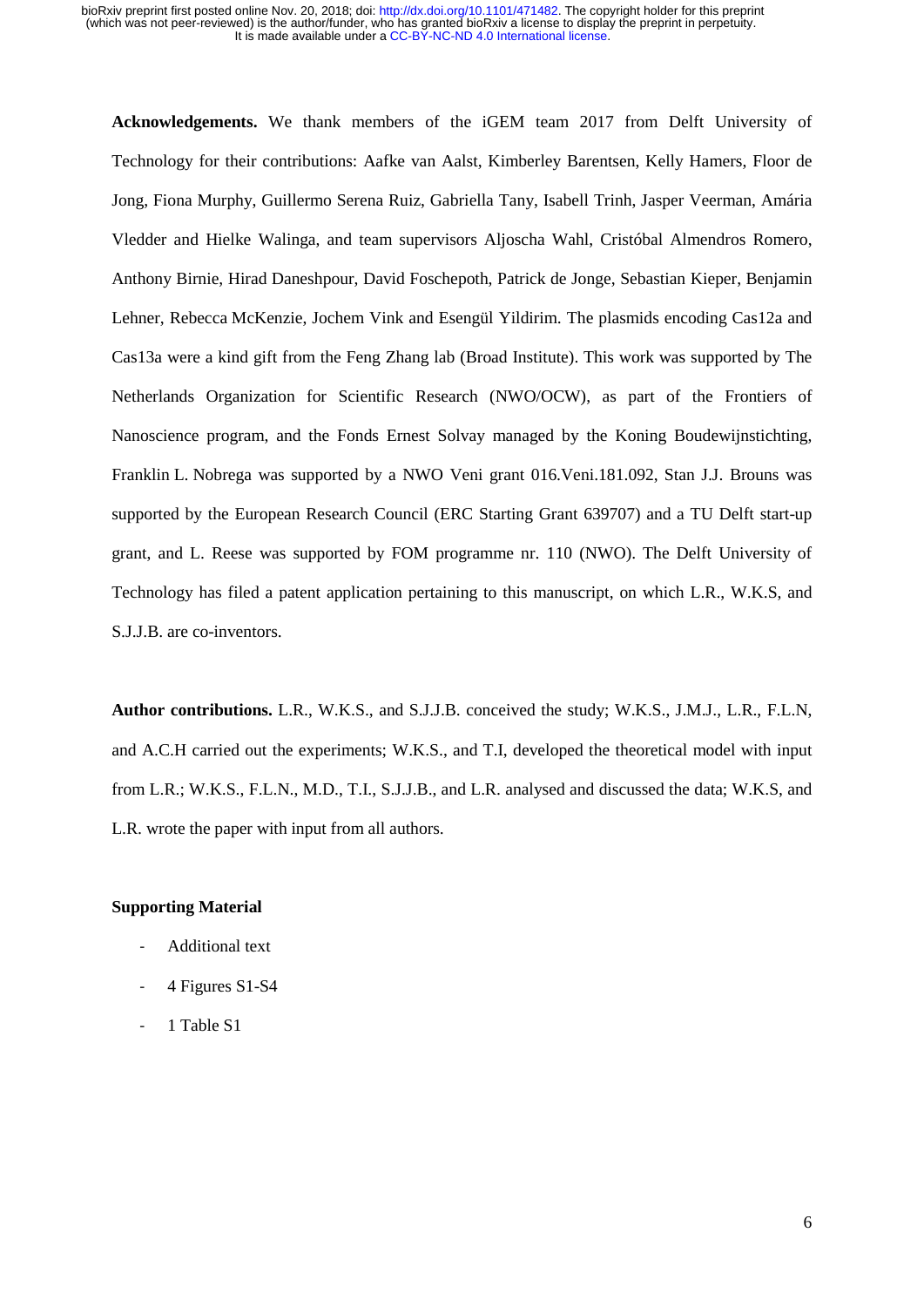**Acknowledgements.** We thank members of the iGEM team 2017 from Delft University of Technology for their contributions: Aafke van Aalst, Kimberley Barentsen, Kelly Hamers, Floor de Jong, Fiona Murphy, Guillermo Serena Ruiz, Gabriella Tany, Isabell Trinh, Jasper Veerman, Amária Vledder and Hielke Walinga, and team supervisors Aljoscha Wahl, Cristóbal Almendros Romero, Anthony Birnie, Hirad Daneshpour, David Foschepoth, Patrick de Jonge, Sebastian Kieper, Benjamin Lehner, Rebecca McKenzie, Jochem Vink and Esengül Yildirim. The plasmids encoding Cas12a and Cas13a were a kind gift from the Feng Zhang lab (Broad Institute). This work was supported by The Netherlands Organization for Scientific Research (NWO/OCW), as part of the Frontiers of Nanoscience program, and the Fonds Ernest Solvay managed by the Koning Boudewijnstichting, Franklin L. Nobrega was supported by a NWO Veni grant 016.Veni.181.092, Stan J.J. Brouns was supported by the European Research Council (ERC Starting Grant 639707) and a TU Delft start-up grant, and L. Reese was supported by FOM programme nr. 110 (NWO). The Delft University of Technology has filed a patent application pertaining to this manuscript, on which L.R., W.K.S, and S.J.J.B. are co-inventors.

**Author contributions.** L.R., W.K.S., and S.J.J.B. conceived the study; W.K.S., J.M.J., L.R., F.L.N, and A.C.H carried out the experiments; W.K.S., and T.I, developed the theoretical model with input from L.R.; W.K.S., F.L.N., M.D., T.I., S.J.J.B., and L.R. analysed and discussed the data; W.K.S, and L.R. wrote the paper with input from all authors.

**Supporting Material**

- Additional text
- 4 Figures S1-S4
- 1 Table S1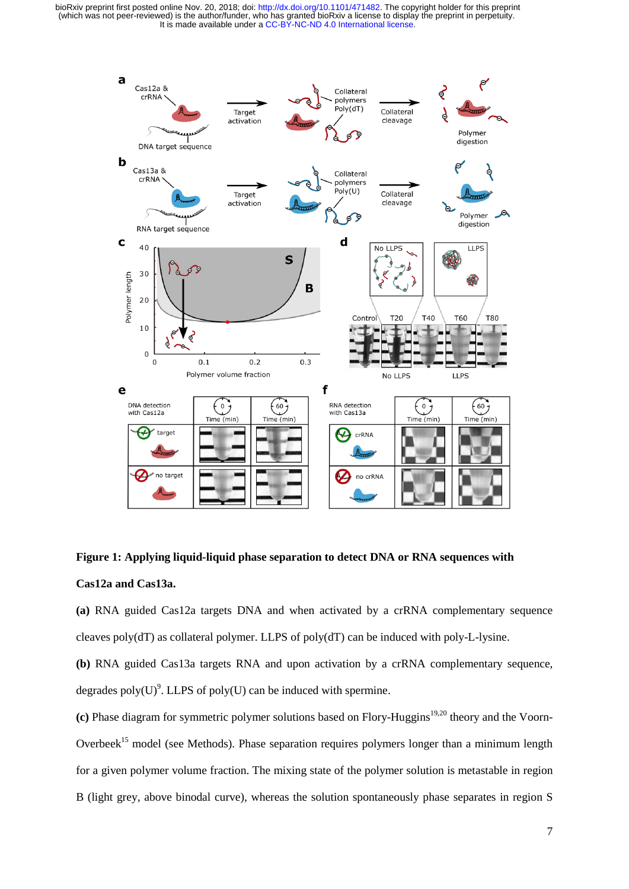**Figure 1: Applying liquid-liquid phase separation to detect DNA or RNA sequences with Cas12a and Cas13a.**

**(a)** RNA guided Cas12a targets DNA and when activated by a crRNA complementary sequence cleaves poly(dT) as collateral polymer. LLPS of poly(dT) can be induced with poly-L-lysine.

**(b)** RNA guided Cas13a targets RNA and upon activation by a crRNA complementary sequence, degrades poly(U)[9]. LLPS of poly(U) can be induced with spermine.

**(c)** Phase diagram for symmetric polymer solutions based on Flory-Huggins[19,20] theory and the Voorn-Overbeek[15] model (see Methods). Phase separation requires polymers longer than a minimum length for a given polymer volume fraction. The mixing state of the polymer solution is metastable in region B (light grey, above binodal curve), whereas the solution spontaneously phase separates in region S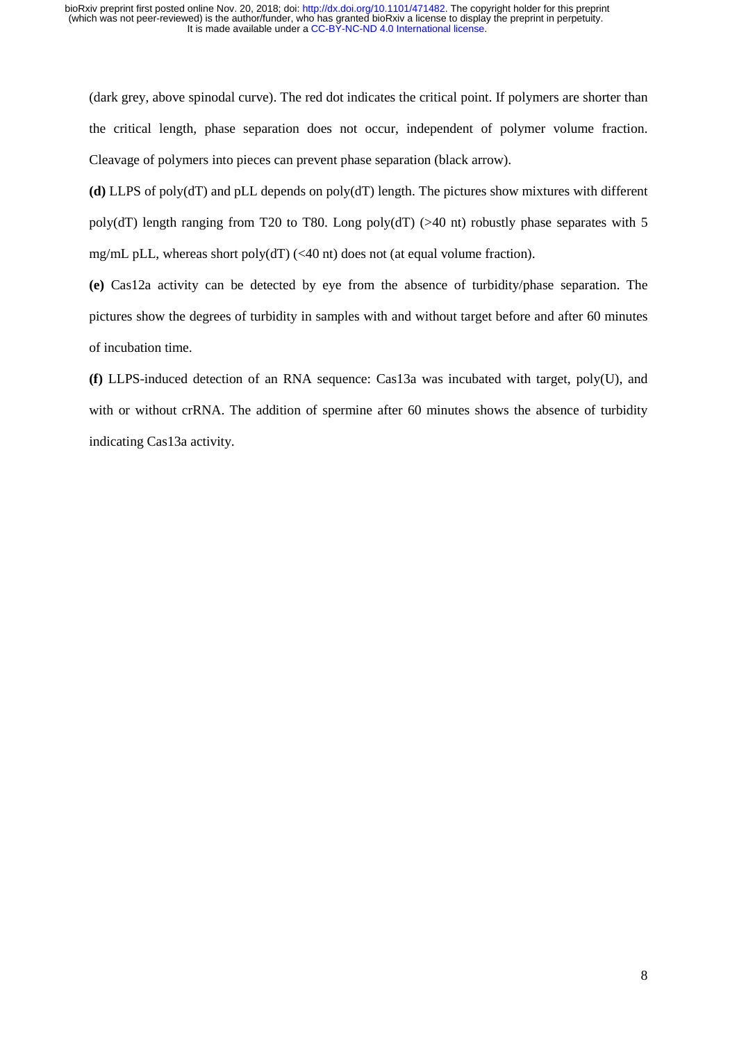(dark grey, above spinodal curve). The red dot indicates the critical point. If polymers are shorter than the critical length, phase separation does not occur, independent of polymer volume fraction. Cleavage of polymers into pieces can prevent phase separation (black arrow).

**(d)** LLPS of poly(dT) and pLL depends on poly(dT) length. The pictures show mixtures with different poly(dT) length ranging from T20 to T80. Long poly(dT) (>40 nt) robustly phase separates with 5 mg/mL pLL, whereas short poly(dT) (<40 nt) does not (at equal volume fraction).

**(e)** Cas12a activity can be detected by eye from the absence of turbidity/phase separation. The pictures show the degrees of turbidity in samples with and without target before and after 60 minutes of incubation time.

**(f)** LLPS-induced detection of an RNA sequence: Cas13a was incubated with target, poly(U), and with or without crRNA. The addition of spermine after 60 minutes shows the absence of turbidity indicating Cas13a activity.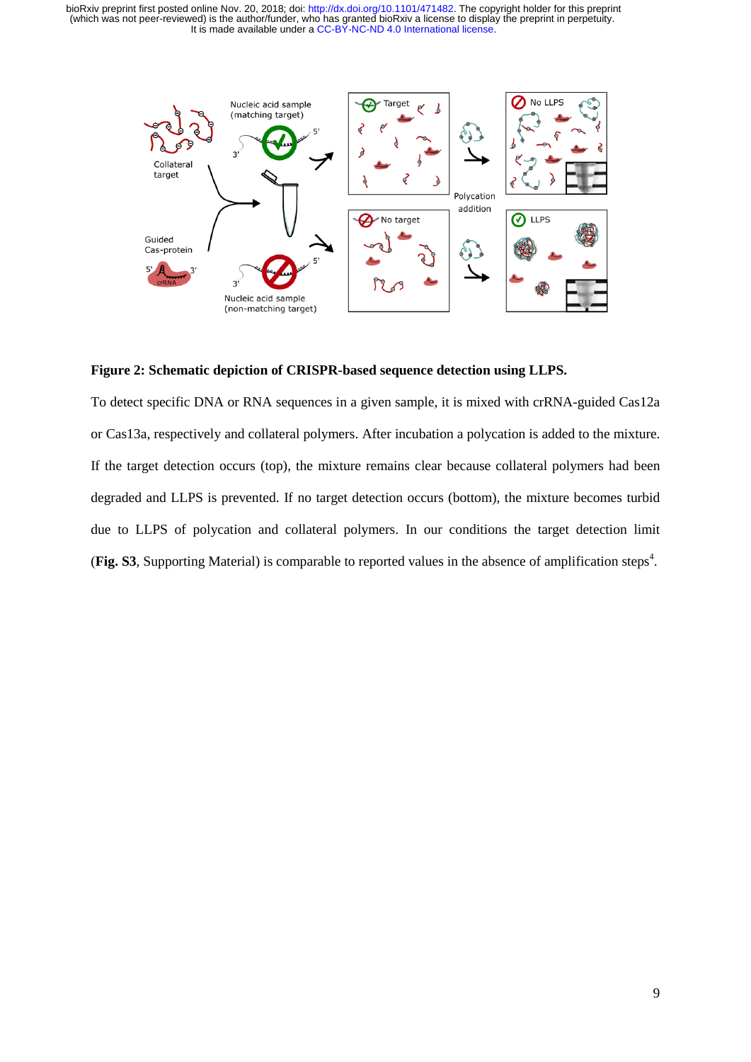**Figure 2: Schematic depiction of CRISPR-based sequence detection using LLPS.**

To detect specific DNA or RNA sequences in a given sample, it is mixed with crRNA-guided Cas12a or Cas13a, respectively and collateral polymers. After incubation a polycation is added to the mixture. If the target detection occurs (top), the mixture remains clear because collateral polymers had been degraded and LLPS is prevented. If no target detection occurs (bottom), the mixture becomes turbid due to LLPS of polycation and collateral polymers. In our conditions the target detection limit (**Fig. S3**, Supporting Material) is comparable to reported values in the absence of amplification steps[4].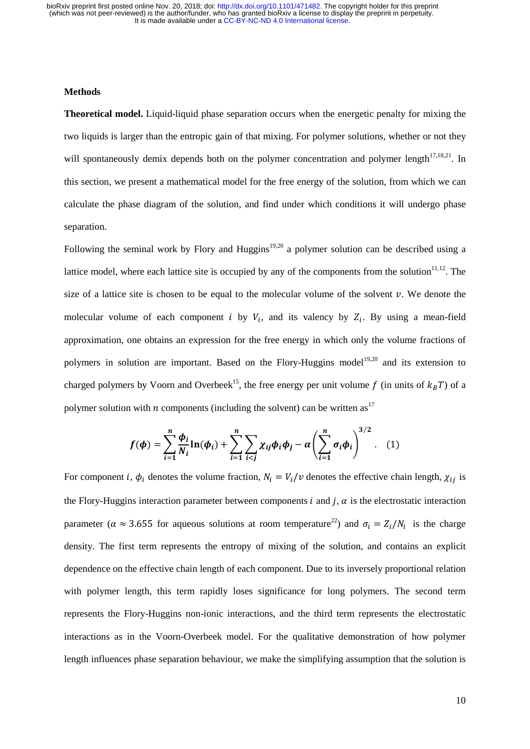**Methods**

**Theoretical model.** Liquid-liquid phase separation occurs when the energetic penalty for mixing the two liquids is larger than the entropic gain of that mixing. For polymer solutions, whether or not they will spontaneously demix depends both on the polymer concentration and polymer length[17,18,21]. In this section, we present a mathematical model for the free energy of the solution, from which we can calculate the phase diagram of the solution, and find under which conditions it will undergo phase separation.

Following the seminal work by Flory and Huggins[19,20] a polymer solution can be described using a lattice model, where each lattice site is occupied by any of the components from the solution[11,12]. The size of a lattice site is chosen to be equal to the molecular volume of the solvent $v$. We denote the molecular volume of each component $i$ by $V_i$, and its valency by $Z_i$. By using a mean-field approximation, one obtains an expression for the free energy in which only the volume fractions of polymers in solution are important. Based on the Flory-Huggins model[19,20] and its extension to charged polymers by Voorn and Overbeek[15], the free energy per unit volume $f$ (in units of $k_B T$) of a polymer solution with $n$ components (including the solvent) can be written as[17]

$$\boldsymbol{f}(\boldsymbol{\phi}) = \sum_{i=1}^{n} \frac{\boldsymbol{\phi}_i}{\boldsymbol{N}_i} \ln(\boldsymbol{\phi}_i) + \sum_{i=1}^{n} \sum_{i<j} \boldsymbol{\chi}_{ij} \boldsymbol{\phi}_i \boldsymbol{\phi}_j - \boldsymbol{\alpha} \left( \sum_{i=1}^{n} \boldsymbol{\sigma}_i \boldsymbol{\phi}_i \right)^{3/2} . \quad (1)$$

For component $i$, $\phi_i$ denotes the volume fraction, $N_i = V_i/v$ denotes the effective chain length, $\chi_{ij}$ is the Flory-Huggins interaction parameter between components $i$ and $j$, $\alpha$ is the electrostatic interaction parameter ($\alpha \approx 3.655$ for aqueous solutions at room temperature[22]) and $\sigma_i = Z_i/N_i$ is the charge density. The first term represents the entropy of mixing of the solution, and contains an explicit dependence on the effective chain length of each component. Due to its inversely proportional relation with polymer length, this term rapidly loses significance for long polymers. The second term represents the Flory-Huggins non-ionic interactions, and the third term represents the electrostatic interactions as in the Voorn-Overbeek model. For the qualitative demonstration of how polymer length influences phase separation behaviour, we make the simplifying assumption that the solution is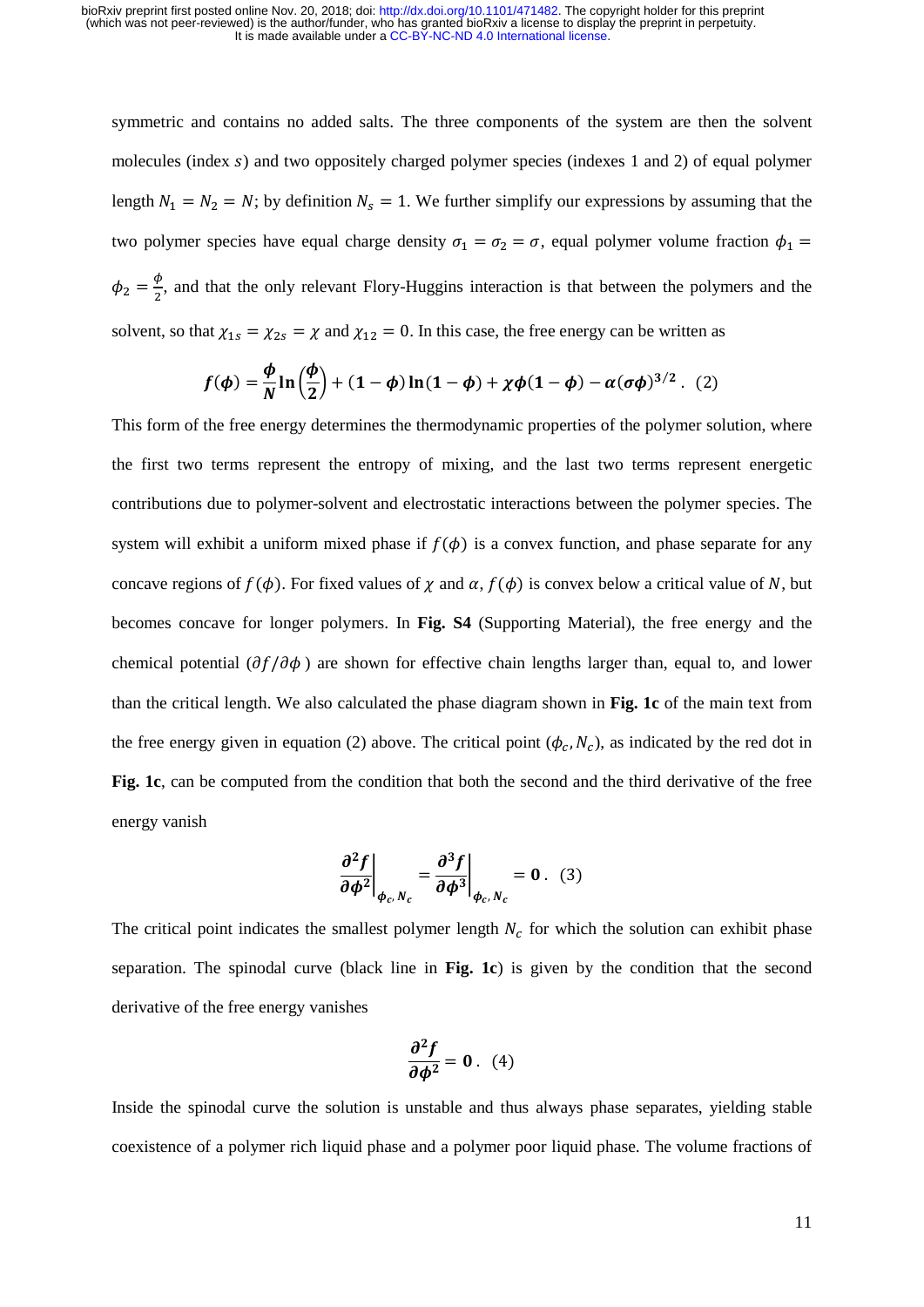symmetric and contains no added salts. The three components of the system are then the solvent molecules (index $s$) and two oppositely charged polymer species (indexes 1 and 2) of equal polymer length $N_1 = N_2 = N$; by definition $N_s = 1$. We further simplify our expressions by assuming that the two polymer species have equal charge density $\sigma_1 = \sigma_2 = \sigma$, equal polymer volume fraction $\phi_1 = \phi_2 = \frac{\phi}{2}$, and that the only relevant Flory-Huggins interaction is that between the polymers and the solvent, so that $\chi_{1s} = \chi_{2s} = \chi$ and $\chi_{12} = 0$. In this case, the free energy can be written as

$$f(\phi) = \frac{\phi}{N}\ln\left(\frac{\phi}{2}\right) + (1-\phi)\ln(1-\phi) + \chi\phi(1-\phi) - \alpha(\sigma\phi)^{3/2}\,. \quad (2)$$

This form of the free energy determines the thermodynamic properties of the polymer solution, where the first two terms represent the entropy of mixing, and the last two terms represent energetic contributions due to polymer-solvent and electrostatic interactions between the polymer species. The system will exhibit a uniform mixed phase if $f(\phi)$ is a convex function, and phase separate for any concave regions of $f(\phi)$. For fixed values of $\chi$ and $\alpha$, $f(\phi)$ is convex below a critical value of $N$, but becomes concave for longer polymers. In **Fig. S4** (Supporting Material), the free energy and the chemical potential ($\partial f/\partial\phi$) are shown for effective chain lengths larger than, equal to, and lower than the critical length. We also calculated the phase diagram shown in **Fig. 1c** of the main text from the free energy given in equation (2) above. The critical point ($\phi_c, N_c$), as indicated by the red dot in **Fig. 1c**, can be computed from the condition that both the second and the third derivative of the free energy vanish

$$\left.\frac{\partial^2 f}{\partial\phi^2}\right|_{\phi_c,N_c} = \left.\frac{\partial^3 f}{\partial\phi^3}\right|_{\phi_c,N_c} = 0\,. \quad (3)$$

The critical point indicates the smallest polymer length $N_c$ for which the solution can exhibit phase separation. The spinodal curve (black line in **Fig. 1c**) is given by the condition that the second derivative of the free energy vanishes

$$\frac{\partial^2 f}{\partial\phi^2} = 0\,. \quad (4)$$

Inside the spinodal curve the solution is unstable and thus always phase separates, yielding stable coexistence of a polymer rich liquid phase and a polymer poor liquid phase. The volume fractions of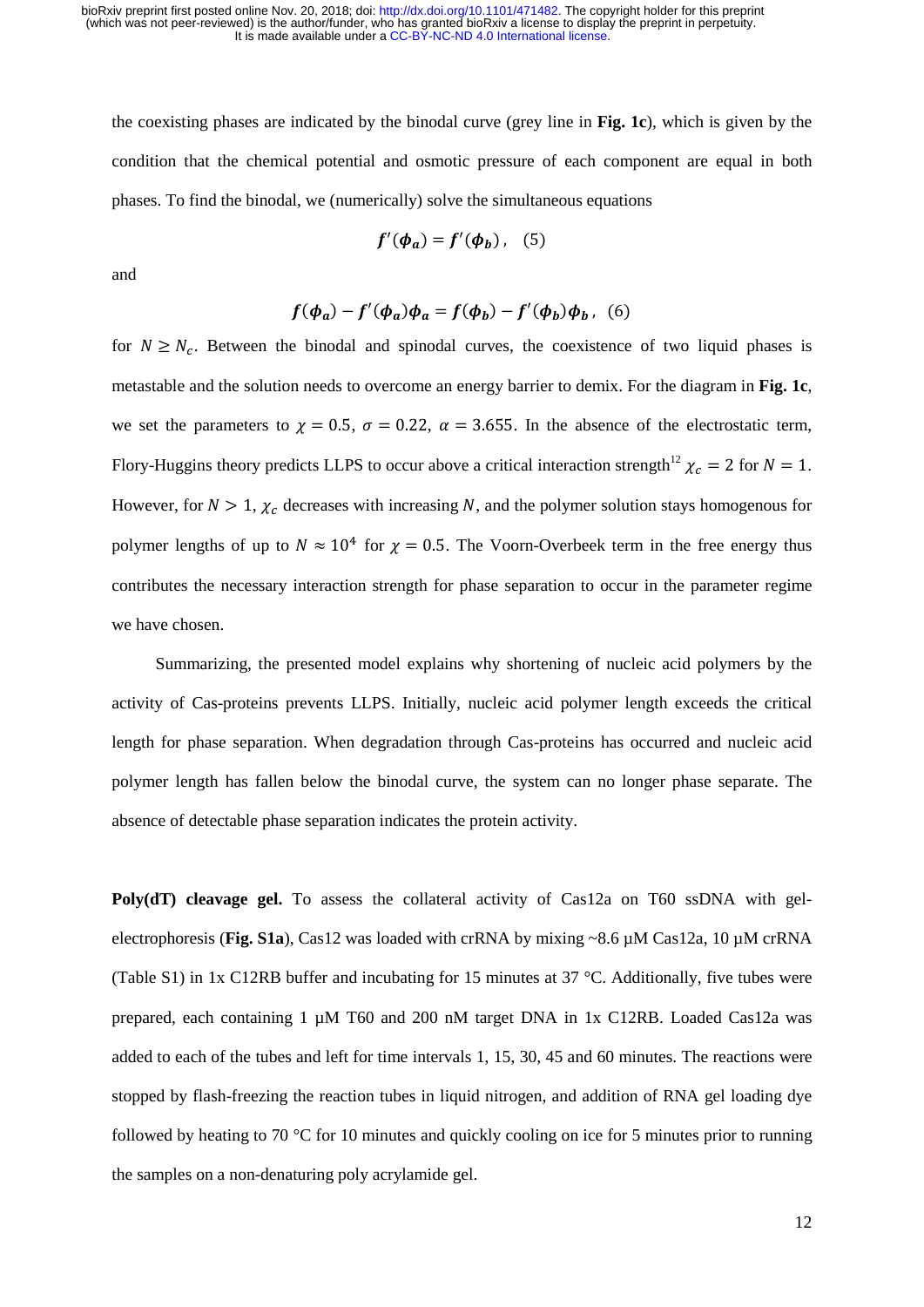the coexisting phases are indicated by the binodal curve (grey line in **Fig. 1c**), which is given by the condition that the chemical potential and osmotic pressure of each component are equal in both phases. To find the binodal, we (numerically) solve the simultaneous equations

$$\boldsymbol{f}'(\boldsymbol{\phi_a}) = \boldsymbol{f}'(\boldsymbol{\phi_b}), \quad (5)$$

and

$$\boldsymbol{f}(\boldsymbol{\phi_a}) - \boldsymbol{f}'(\boldsymbol{\phi_a})\boldsymbol{\phi_a} = \boldsymbol{f}(\boldsymbol{\phi_b}) - \boldsymbol{f}'(\boldsymbol{\phi_b})\boldsymbol{\phi_b}, \quad (6)$$

for $N \geq N_c$. Between the binodal and spinodal curves, the coexistence of two liquid phases is metastable and the solution needs to overcome an energy barrier to demix. For the diagram in **Fig. 1c**, we set the parameters to $\chi = 0.5$, $\sigma = 0.22$, $\alpha = 3.655$. In the absence of the electrostatic term, Flory-Huggins theory predicts LLPS to occur above a critical interaction strength[12] $\chi_c = 2$ for $N = 1$. However, for $N > 1$, $\chi_c$ decreases with increasing $N$, and the polymer solution stays homogenous for polymer lengths of up to $N \approx 10^4$ for $\chi = 0.5$. The Voorn-Overbeek term in the free energy thus contributes the necessary interaction strength for phase separation to occur in the parameter regime we have chosen.

Summarizing, the presented model explains why shortening of nucleic acid polymers by the activity of Cas-proteins prevents LLPS. Initially, nucleic acid polymer length exceeds the critical length for phase separation. When degradation through Cas-proteins has occurred and nucleic acid polymer length has fallen below the binodal curve, the system can no longer phase separate. The absence of detectable phase separation indicates the protein activity.

**Poly(dT) cleavage gel.** To assess the collateral activity of Cas12a on T60 ssDNA with gel-electrophoresis (**Fig. S1a**), Cas12 was loaded with crRNA by mixing ~8.6 µM Cas12a, 10 µM crRNA (Table S1) in 1x C12RB buffer and incubating for 15 minutes at 37 °C. Additionally, five tubes were prepared, each containing 1 µM T60 and 200 nM target DNA in 1x C12RB. Loaded Cas12a was added to each of the tubes and left for time intervals 1, 15, 30, 45 and 60 minutes. The reactions were stopped by flash-freezing the reaction tubes in liquid nitrogen, and addition of RNA gel loading dye followed by heating to 70 °C for 10 minutes and quickly cooling on ice for 5 minutes prior to running the samples on a non-denaturing poly acrylamide gel.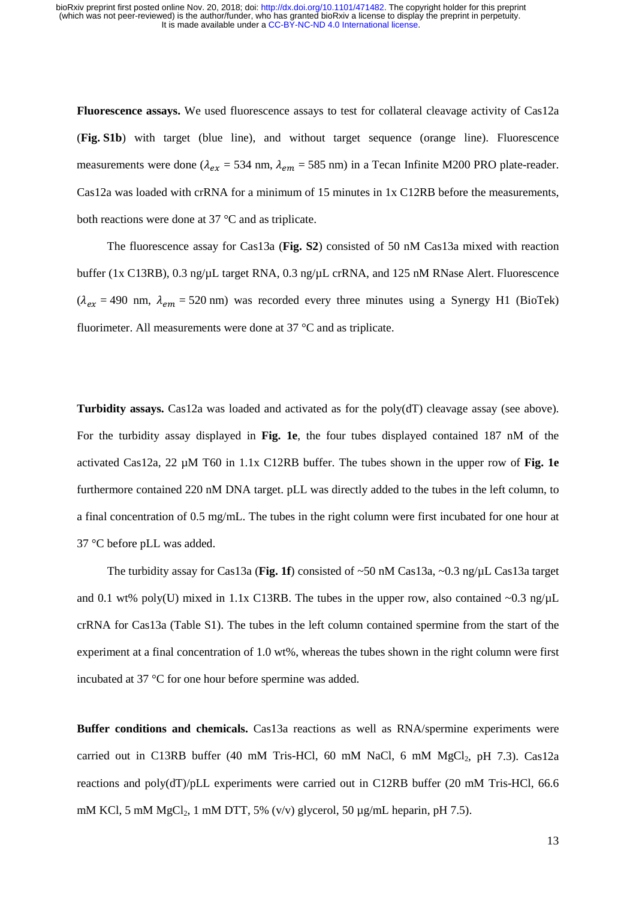**Fluorescence assays.** We used fluorescence assays to test for collateral cleavage activity of Cas12a (**Fig. S1b**) with target (blue line), and without target sequence (orange line). Fluorescence measurements were done ($\lambda_{ex}$ = 534 nm, $\lambda_{em}$ = 585 nm) in a Tecan Infinite M200 PRO plate-reader. Cas12a was loaded with crRNA for a minimum of 15 minutes in 1x C12RB before the measurements, both reactions were done at 37 °C and as triplicate.

The fluorescence assay for Cas13a (**Fig. S2**) consisted of 50 nM Cas13a mixed with reaction buffer (1x C13RB), 0.3 ng/µL target RNA, 0.3 ng/µL crRNA, and 125 nM RNase Alert. Fluorescence ($\lambda_{ex}$ = 490 nm, $\lambda_{em}$ = 520 nm) was recorded every three minutes using a Synergy H1 (BioTek) fluorimeter. All measurements were done at 37 °C and as triplicate.

**Turbidity assays.** Cas12a was loaded and activated as for the poly(dT) cleavage assay (see above). For the turbidity assay displayed in **Fig. 1e**, the four tubes displayed contained 187 nM of the activated Cas12a, 22 µM T60 in 1.1x C12RB buffer. The tubes shown in the upper row of **Fig. 1e** furthermore contained 220 nM DNA target. pLL was directly added to the tubes in the left column, to a final concentration of 0.5 mg/mL. The tubes in the right column were first incubated for one hour at 37 °C before pLL was added.

The turbidity assay for Cas13a (**Fig. 1f**) consisted of ~50 nM Cas13a, ~0.3 ng/µL Cas13a target and 0.1 wt% poly(U) mixed in 1.1x C13RB. The tubes in the upper row, also contained ~0.3 ng/µL crRNA for Cas13a (Table S1). The tubes in the left column contained spermine from the start of the experiment at a final concentration of 1.0 wt%, whereas the tubes shown in the right column were first incubated at 37 °C for one hour before spermine was added.

**Buffer conditions and chemicals.** Cas13a reactions as well as RNA/spermine experiments were carried out in C13RB buffer (40 mM Tris-HCl, 60 mM NaCl, 6 mM $MgCl_2$, pH 7.3). Cas12a reactions and poly(dT)/pLL experiments were carried out in C12RB buffer (20 mM Tris-HCl, 66.6 mM KCl, 5 mM $MgCl_2$, 1 mM DTT, 5% (v/v) glycerol, 50 µg/mL heparin, pH 7.5).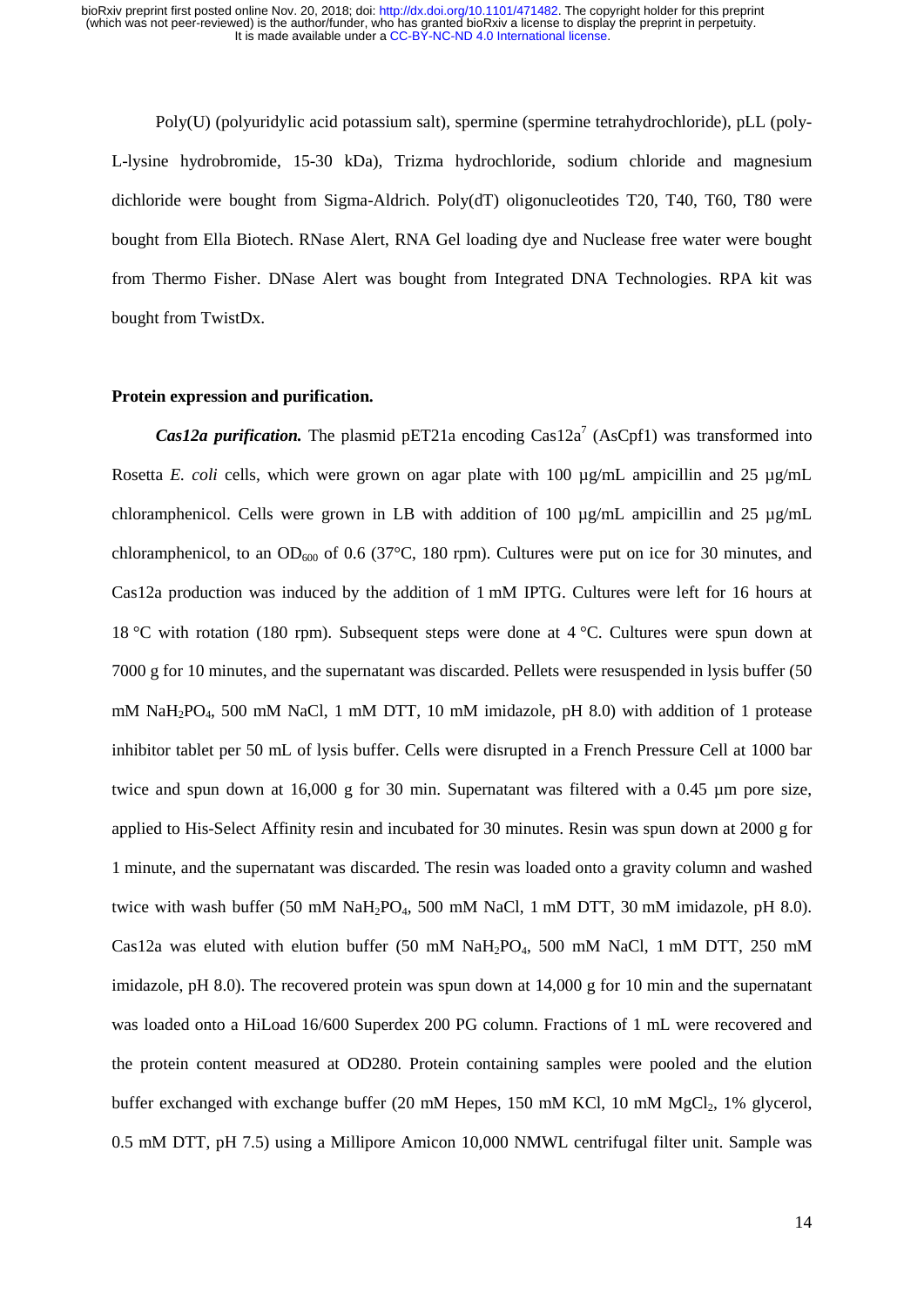Poly(U) (polyuridylic acid potassium salt), spermine (spermine tetrahydrochloride), pLL (poly-L-lysine hydrobromide, 15-30 kDa), Trizma hydrochloride, sodium chloride and magnesium dichloride were bought from Sigma-Aldrich. Poly(dT) oligonucleotides T20, T40, T60, T80 were bought from Ella Biotech. RNase Alert, RNA Gel loading dye and Nuclease free water were bought from Thermo Fisher. DNase Alert was bought from Integrated DNA Technologies. RPA kit was bought from TwistDx.

**Protein expression and purification.**

***Cas12a purification.*** The plasmid pET21a encoding Cas12a[7] (AsCpf1) was transformed into Rosetta *E. coli* cells, which were grown on agar plate with 100 µg/mL ampicillin and 25 µg/mL chloramphenicol. Cells were grown in LB with addition of 100 µg/mL ampicillin and 25 µg/mL chloramphenicol, to an $OD_{600}$ of 0.6 (37°C, 180 rpm). Cultures were put on ice for 30 minutes, and Cas12a production was induced by the addition of 1 mM IPTG. Cultures were left for 16 hours at 18 °C with rotation (180 rpm). Subsequent steps were done at 4 °C. Cultures were spun down at 7000 g for 10 minutes, and the supernatant was discarded. Pellets were resuspended in lysis buffer (50 mM $NaH_2PO_4$, 500 mM NaCl, 1 mM DTT, 10 mM imidazole, pH 8.0) with addition of 1 protease inhibitor tablet per 50 mL of lysis buffer. Cells were disrupted in a French Pressure Cell at 1000 bar twice and spun down at 16,000 g for 30 min. Supernatant was filtered with a 0.45 µm pore size, applied to His-Select Affinity resin and incubated for 30 minutes. Resin was spun down at 2000 g for 1 minute, and the supernatant was discarded. The resin was loaded onto a gravity column and washed twice with wash buffer (50 mM $NaH_2PO_4$, 500 mM NaCl, 1 mM DTT, 30 mM imidazole, pH 8.0). Cas12a was eluted with elution buffer (50 mM $NaH_2PO_4$, 500 mM NaCl, 1 mM DTT, 250 mM imidazole, pH 8.0). The recovered protein was spun down at 14,000 g for 10 min and the supernatant was loaded onto a HiLoad 16/600 Superdex 200 PG column. Fractions of 1 mL were recovered and the protein content measured at OD280. Protein containing samples were pooled and the elution buffer exchanged with exchange buffer (20 mM Hepes, 150 mM KCl, 10 mM $MgCl_2$, 1% glycerol, 0.5 mM DTT, pH 7.5) using a Millipore Amicon 10,000 NMWL centrifugal filter unit. Sample was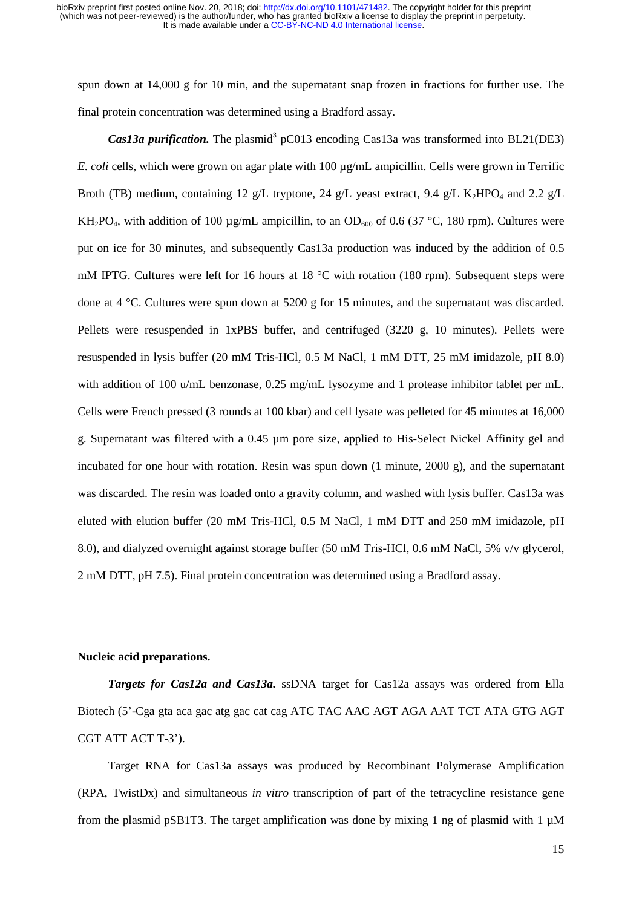spun down at 14,000 g for 10 min, and the supernatant snap frozen in fractions for further use. The final protein concentration was determined using a Bradford assay.

***Cas13a purification.*** The plasmid[3] pC013 encoding Cas13a was transformed into BL21(DE3) *E. coli* cells, which were grown on agar plate with 100 µg/mL ampicillin. Cells were grown in Terrific Broth (TB) medium, containing 12 g/L tryptone, 24 g/L yeast extract, 9.4 g/L $K_2HPO_4$ and 2.2 g/L $KH_2PO_4$, with addition of 100 µg/mL ampicillin, to an $OD_{600}$ of 0.6 (37 °C, 180 rpm). Cultures were put on ice for 30 minutes, and subsequently Cas13a production was induced by the addition of 0.5 mM IPTG. Cultures were left for 16 hours at 18 °C with rotation (180 rpm). Subsequent steps were done at 4 °C. Cultures were spun down at 5200 g for 15 minutes, and the supernatant was discarded. Pellets were resuspended in 1xPBS buffer, and centrifuged (3220 g, 10 minutes). Pellets were resuspended in lysis buffer (20 mM Tris-HCl, 0.5 M NaCl, 1 mM DTT, 25 mM imidazole, pH 8.0) with addition of 100 u/mL benzonase, 0.25 mg/mL lysozyme and 1 protease inhibitor tablet per mL. Cells were French pressed (3 rounds at 100 kbar) and cell lysate was pelleted for 45 minutes at 16,000 g. Supernatant was filtered with a 0.45 µm pore size, applied to His-Select Nickel Affinity gel and incubated for one hour with rotation. Resin was spun down (1 minute, 2000 g), and the supernatant was discarded. The resin was loaded onto a gravity column, and washed with lysis buffer. Cas13a was eluted with elution buffer (20 mM Tris-HCl, 0.5 M NaCl, 1 mM DTT and 250 mM imidazole, pH 8.0), and dialyzed overnight against storage buffer (50 mM Tris-HCl, 0.6 mM NaCl, 5% v/v glycerol, 2 mM DTT, pH 7.5). Final protein concentration was determined using a Bradford assay.

**Nucleic acid preparations.**

***Targets for Cas12a and Cas13a.*** ssDNA target for Cas12a assays was ordered from Ella Biotech (5'-Cga gta aca gac atg gac cat cag ATC TAC AAC AGT AGA AAT TCT ATA GTG AGT CGT ATT ACT T-3').

Target RNA for Cas13a assays was produced by Recombinant Polymerase Amplification (RPA, TwistDx) and simultaneous *in vitro* transcription of part of the tetracycline resistance gene from the plasmid pSB1T3. The target amplification was done by mixing 1 ng of plasmid with 1 µM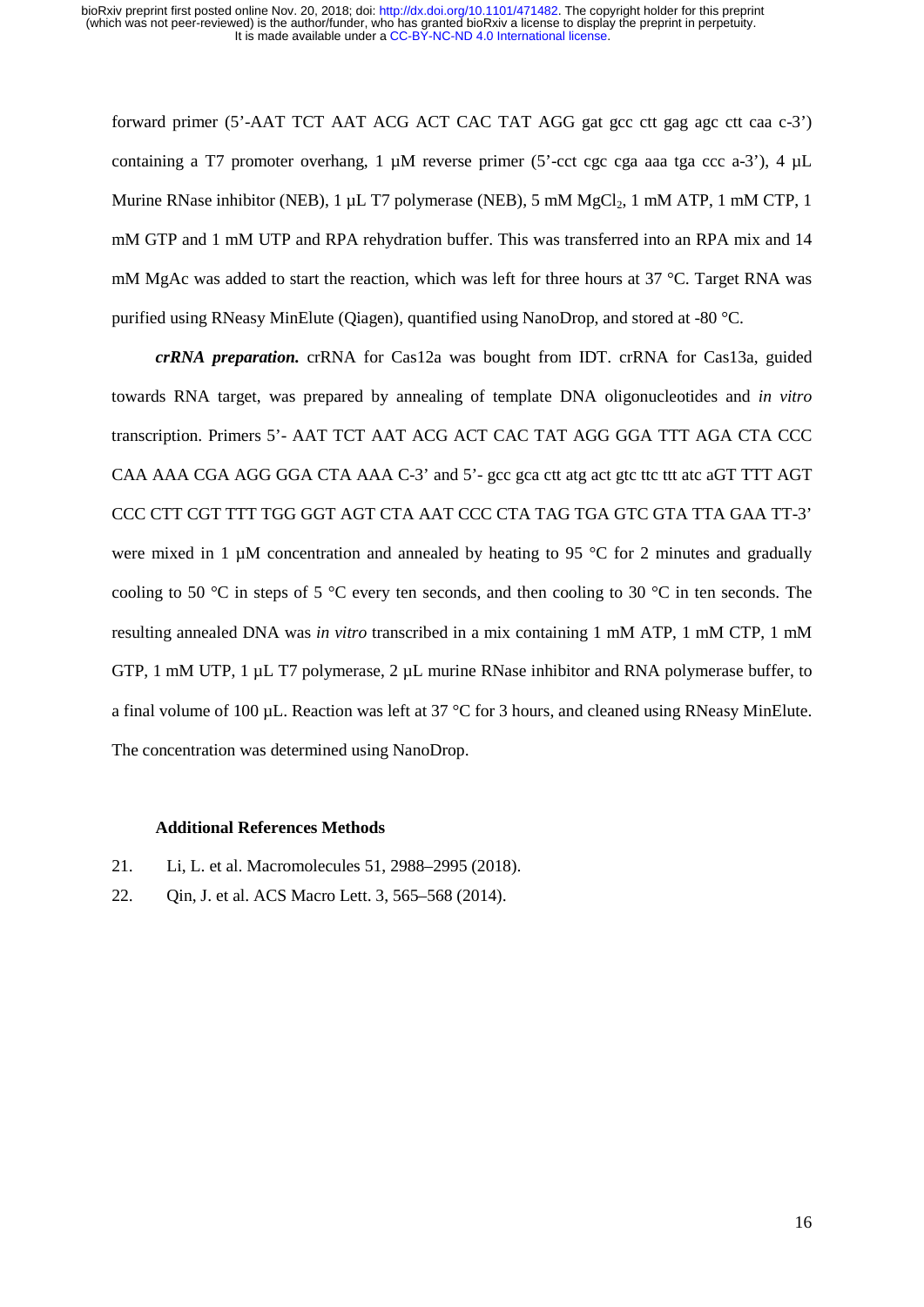forward primer (5'-AAT TCT AAT ACG ACT CAC TAT AGG gat gcc ctt gag agc ctt caa c-3') containing a T7 promoter overhang, 1 µM reverse primer (5'-cct cgc cga aaa tga ccc a-3'), 4 µL Murine RNase inhibitor (NEB), 1 µL T7 polymerase (NEB), 5 mM $MgCl_2$, 1 mM ATP, 1 mM CTP, 1 mM GTP and 1 mM UTP and RPA rehydration buffer. This was transferred into an RPA mix and 14 mM MgAc was added to start the reaction, which was left for three hours at 37 °C. Target RNA was purified using RNeasy MinElute (Qiagen), quantified using NanoDrop, and stored at -80 °C.

***crRNA preparation.*** crRNA for Cas12a was bought from IDT. crRNA for Cas13a, guided towards RNA target, was prepared by annealing of template DNA oligonucleotides and *in vitro* transcription. Primers 5'- AAT TCT AAT ACG ACT CAC TAT AGG GGA TTT AGA CTA CCC CAA AAA CGA AGG GGA CTA AAA C-3' and 5'- gcc gca ctt atg act gtc ttc ttt atc aGT TTT AGT CCC CTT CGT TTT TGG GGT AGT CTA AAT CCC CTA TAG TGA GTC GTA TTA GAA TT-3' were mixed in 1 µM concentration and annealed by heating to 95 °C for 2 minutes and gradually cooling to 50 °C in steps of 5 °C every ten seconds, and then cooling to 30 °C in ten seconds. The resulting annealed DNA was *in vitro* transcribed in a mix containing 1 mM ATP, 1 mM CTP, 1 mM GTP, 1 mM UTP, 1 µL T7 polymerase, 2 µL murine RNase inhibitor and RNA polymerase buffer, to a final volume of 100 µL. Reaction was left at 37 °C for 3 hours, and cleaned using RNeasy MinElute. The concentration was determined using NanoDrop.

### Additional References Methods

21. Li, L. et al. Macromolecules 51, 2988–2995 (2018).
22. Qin, J. et al. ACS Macro Lett. 3, 565–568 (2014).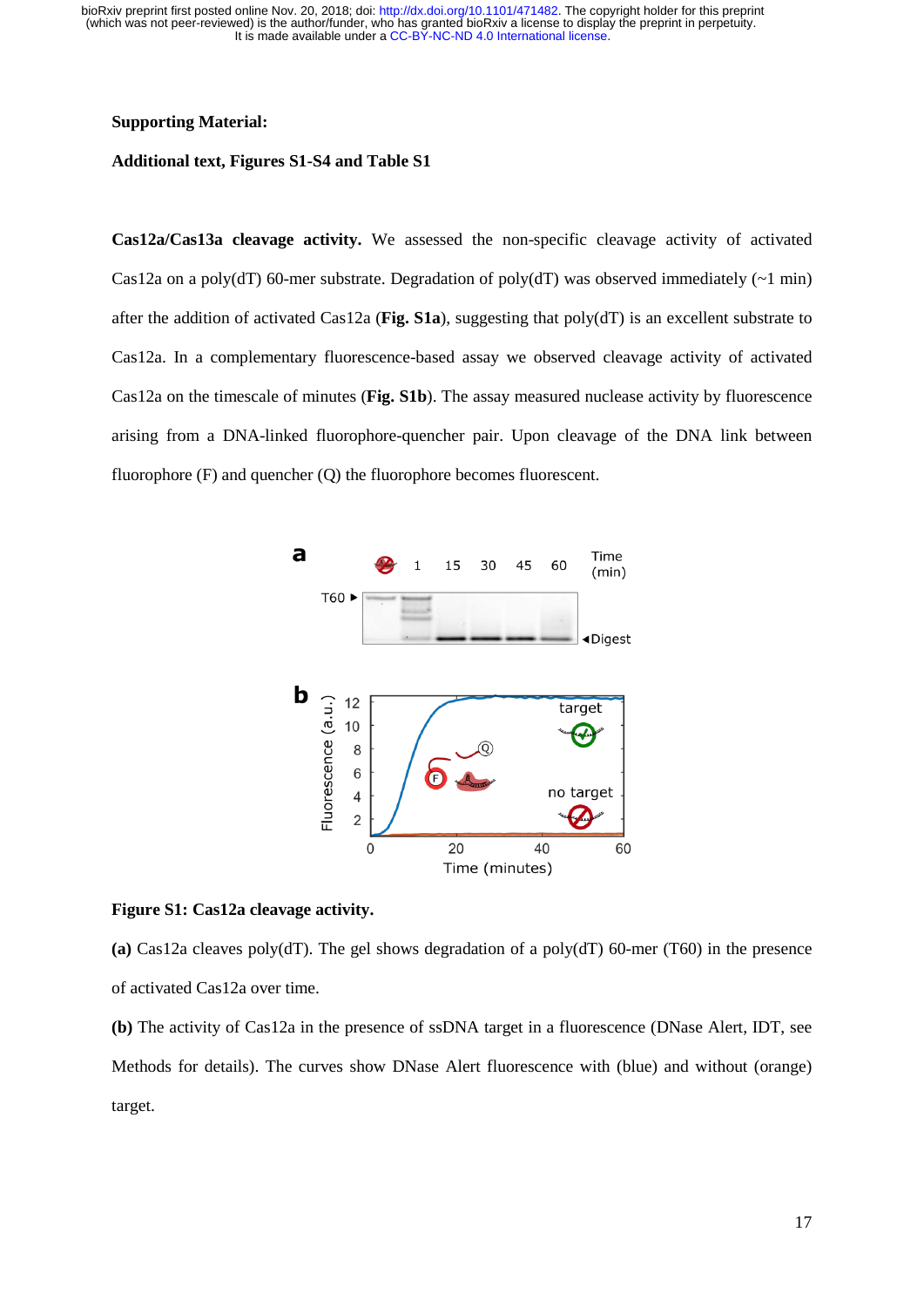**Supporting Material:**

**Additional text, Figures S1-S4 and Table S1**

**Cas12a/Cas13a cleavage activity.** We assessed the non-specific cleavage activity of activated Cas12a on a poly(dT) 60-mer substrate. Degradation of poly(dT) was observed immediately (~1 min) after the addition of activated Cas12a (**Fig. S1a**), suggesting that poly(dT) is an excellent substrate to Cas12a. In a complementary fluorescence-based assay we observed cleavage activity of activated Cas12a on the timescale of minutes (**Fig. S1b**). The assay measured nuclease activity by fluorescence arising from a DNA-linked fluorophore-quencher pair. Upon cleavage of the DNA link between fluorophore (F) and quencher (Q) the fluorophore becomes fluorescent.

**Figure S1: Cas12a cleavage activity.**

**(a)** Cas12a cleaves poly(dT). The gel shows degradation of a poly(dT) 60-mer (T60) in the presence of activated Cas12a over time.

**(b)** The activity of Cas12a in the presence of ssDNA target in a fluorescence (DNase Alert, IDT, see Methods for details). The curves show DNase Alert fluorescence with (blue) and without (orange) target.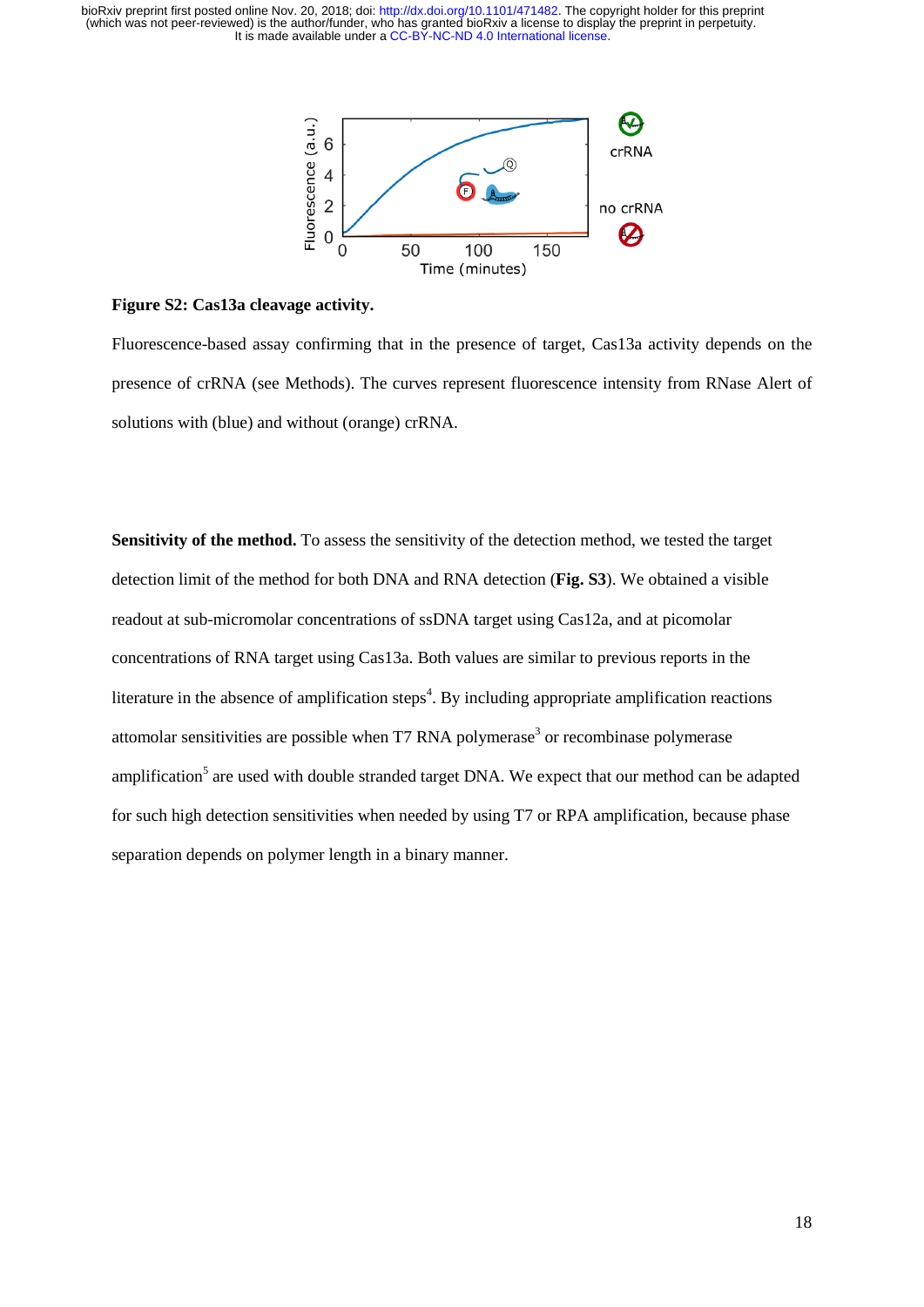**Figure S2: Cas13a cleavage activity.**

Fluorescence-based assay confirming that in the presence of target, Cas13a activity depends on the presence of crRNA (see Methods). The curves represent fluorescence intensity from RNase Alert of solutions with (blue) and without (orange) crRNA.

**Sensitivity of the method.** To assess the sensitivity of the detection method, we tested the target detection limit of the method for both DNA and RNA detection (**Fig. S3**). We obtained a visible readout at sub-micromolar concentrations of ssDNA target using Cas12a, and at picomolar concentrations of RNA target using Cas13a. Both values are similar to previous reports in the literature in the absence of amplification steps[4]. By including appropriate amplification reactions attomolar sensitivities are possible when T7 RNA polymerase[3] or recombinase polymerase amplification[5] are used with double stranded target DNA. We expect that our method can be adapted for such high detection sensitivities when needed by using T7 or RPA amplification, because phase separation depends on polymer length in a binary manner.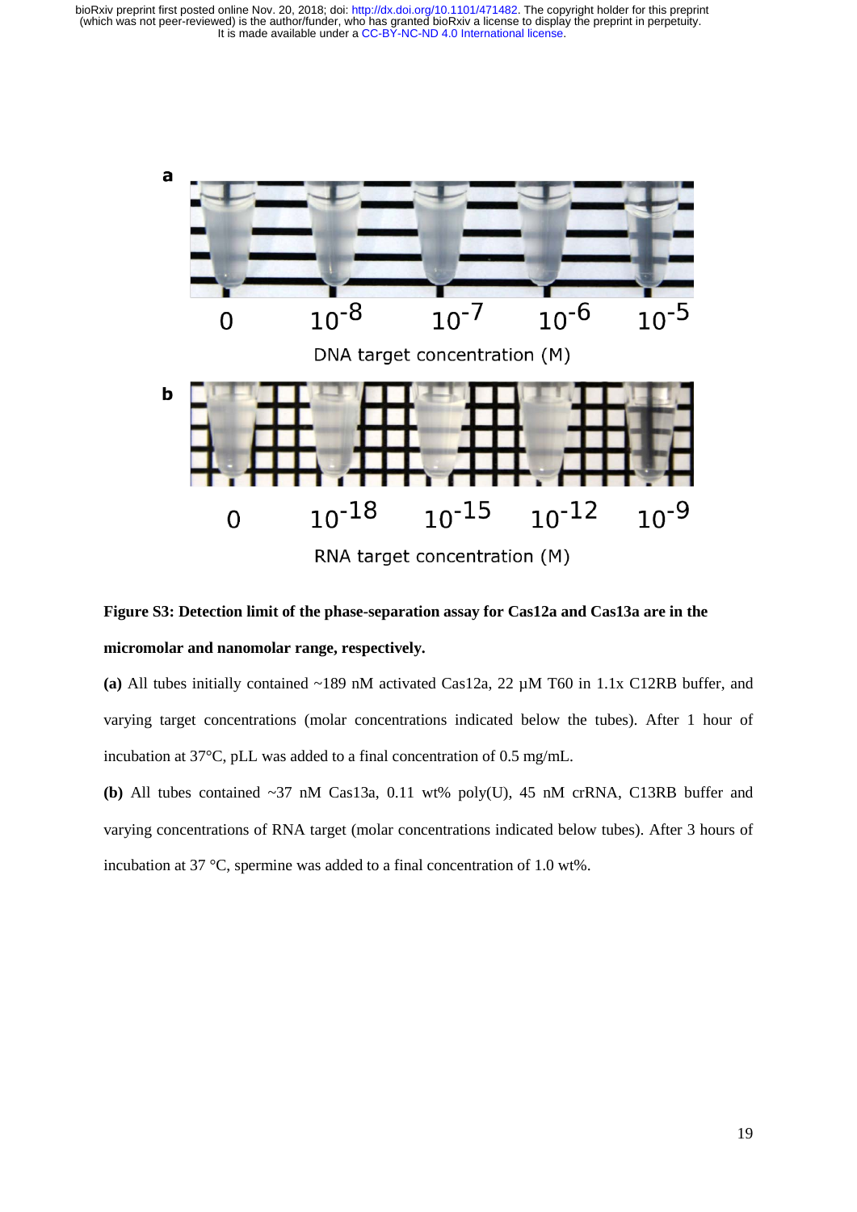a

0 $10^{-8}$ $10^{-7}$ $10^{-6}$ $10^{-5}$

DNA target concentration (M)

b

0 $10^{-18}$ $10^{-15}$ $10^{-12}$ $10^{-9}$

RNA target concentration (M)

**Figure S3: Detection limit of the phase-separation assay for Cas12a and Cas13a are in the micromolar and nanomolar range, respectively.**

**(a)** All tubes initially contained ~189 nM activated Cas12a, 22 µM T60 in 1.1x C12RB buffer, and varying target concentrations (molar concentrations indicated below the tubes). After 1 hour of incubation at 37°C, pLL was added to a final concentration of 0.5 mg/mL.

**(b)** All tubes contained ~37 nM Cas13a, 0.11 wt% poly(U), 45 nM crRNA, C13RB buffer and varying concentrations of RNA target (molar concentrations indicated below tubes). After 3 hours of incubation at 37 °C, spermine was added to a final concentration of 1.0 wt%.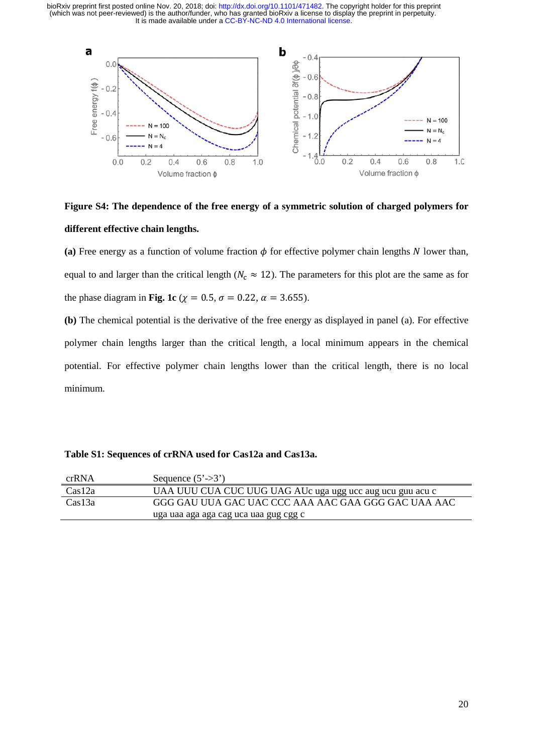a

0.0
- 0.2
- 0.4
- 0.6

Free energy f(ϕ)

N = 100
N = N$_c$
N = 4

0.0 0.2 0.4 0.6 0.8 1.0

Volume fraction ϕ

b

- 0.4
- 0.6
- 0.8
- 1.0
- 1.2
- 1.4

Chemical potential ∂f(ϕ)/∂ϕ

N = 100
N = N$_c$
N = 4

0.0 0.2 0.4 0.6 0.8 1.0

Volume fraction ϕ

**Figure S4: The dependence of the free energy of a symmetric solution of charged polymers for different effective chain lengths.**

**(a)** Free energy as a function of volume fraction $\phi$ for effective polymer chain lengths $N$ lower than, equal to and larger than the critical length ($N_c \approx 12$). The parameters for this plot are the same as for the phase diagram in **Fig. 1c** ($\chi = 0.5$, $\sigma = 0.22$, $\alpha = 3.655$).

**(b)** The chemical potential is the derivative of the free energy as displayed in panel (a). For effective polymer chain lengths larger than the critical length, a local minimum appears in the chemical potential. For effective polymer chain lengths lower than the critical length, there is no local minimum.

**Table S1: Sequences of crRNA used for Cas12a and Cas13a.**

| crRNA | Sequence (5'->3') |
|---|---|
| Cas12a | UAA UUU CUA CUC UUG UAG AUc uga ugg ucc aug ucu guu acu c |
| Cas13a | GGG GAU UUA GAC UAC CCC AAA AAC GAA GGG GAC UAA AAC uga uaa aga aga cag uca uaa gug cgg c |